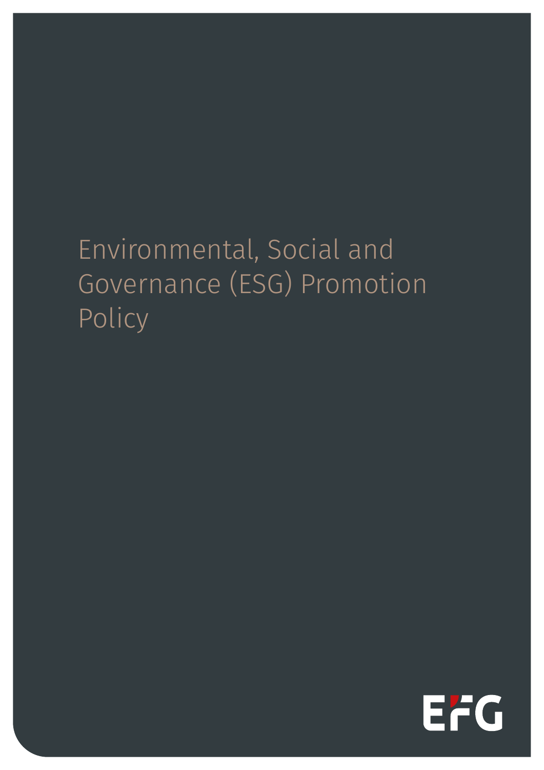# Environmental, Social and Governance (ESG) Promotion Policy

EFG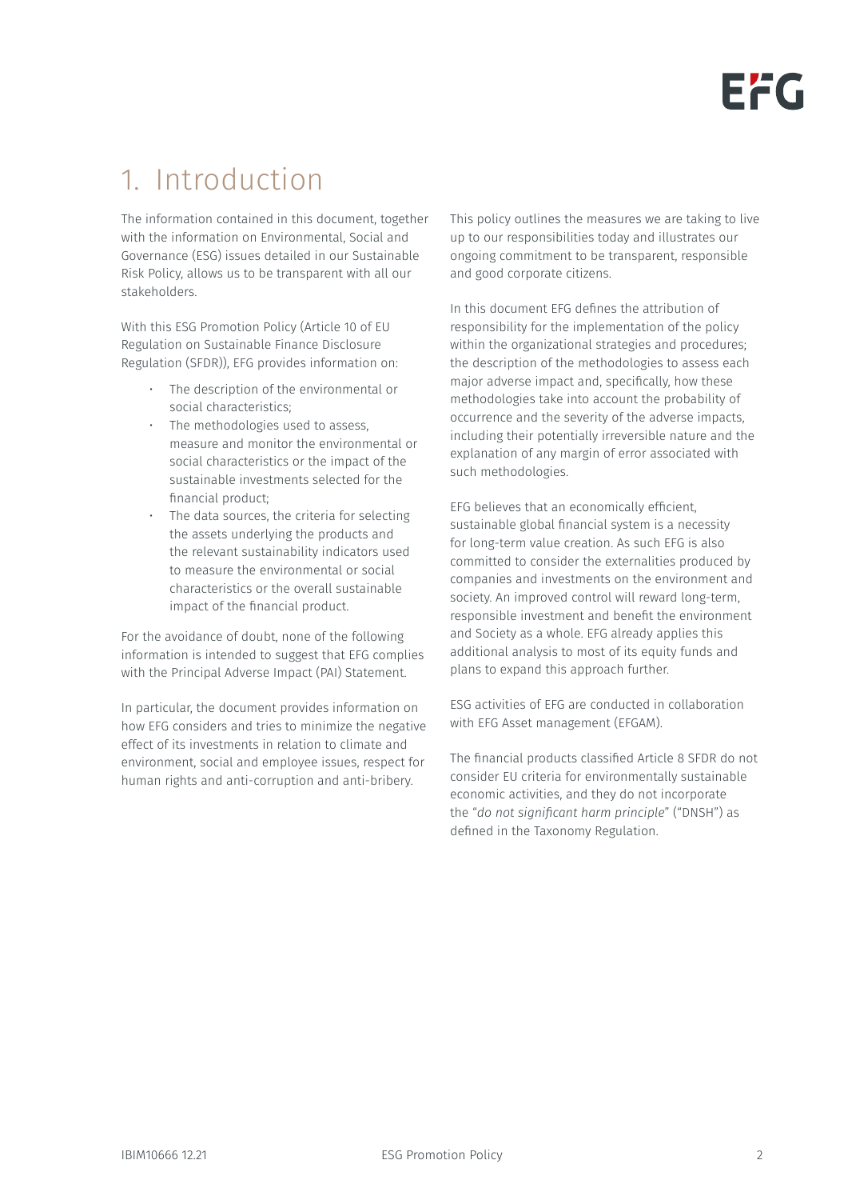# 1. Introduction

The information contained in this document, together with the information on Environmental, Social and Governance (ESG) issues detailed in our Sustainable Risk Policy, allows us to be transparent with all our stakeholders.

With this ESG Promotion Policy (Article 10 of EU Regulation on Sustainable Finance Disclosure Regulation (SFDR)), EFG provides information on:

- The description of the environmental or social characteristics;
- The methodologies used to assess, measure and monitor the environmental or social characteristics or the impact of the sustainable investments selected for the financial product;
- The data sources, the criteria for selecting the assets underlying the products and the relevant sustainability indicators used to measure the environmental or social characteristics or the overall sustainable impact of the financial product.

For the avoidance of doubt, none of the following information is intended to suggest that EFG complies with the Principal Adverse Impact (PAI) Statement.

In particular, the document provides information on how EFG considers and tries to minimize the negative effect of its investments in relation to climate and environment, social and employee issues, respect for human rights and anti-corruption and anti-bribery.

This policy outlines the measures we are taking to live up to our responsibilities today and illustrates our ongoing commitment to be transparent, responsible and good corporate citizens.

In this document EFG defines the attribution of responsibility for the implementation of the policy within the organizational strategies and procedures; the description of the methodologies to assess each major adverse impact and, specifically, how these methodologies take into account the probability of occurrence and the severity of the adverse impacts, including their potentially irreversible nature and the explanation of any margin of error associated with such methodologies.

EFG believes that an economically efficient, sustainable global financial system is a necessity for long-term value creation. As such EFG is also committed to consider the externalities produced by companies and investments on the environment and society. An improved control will reward long-term, responsible investment and benefit the environment and Society as a whole. EFG already applies this additional analysis to most of its equity funds and plans to expand this approach further.

ESG activities of EFG are conducted in collaboration with EFG Asset management (EFGAM).

The financial products classified Article 8 SFDR do not consider EU criteria for environmentally sustainable economic activities, and they do not incorporate the "*do not significant harm principle*" ("DNSH") as defined in the Taxonomy Regulation.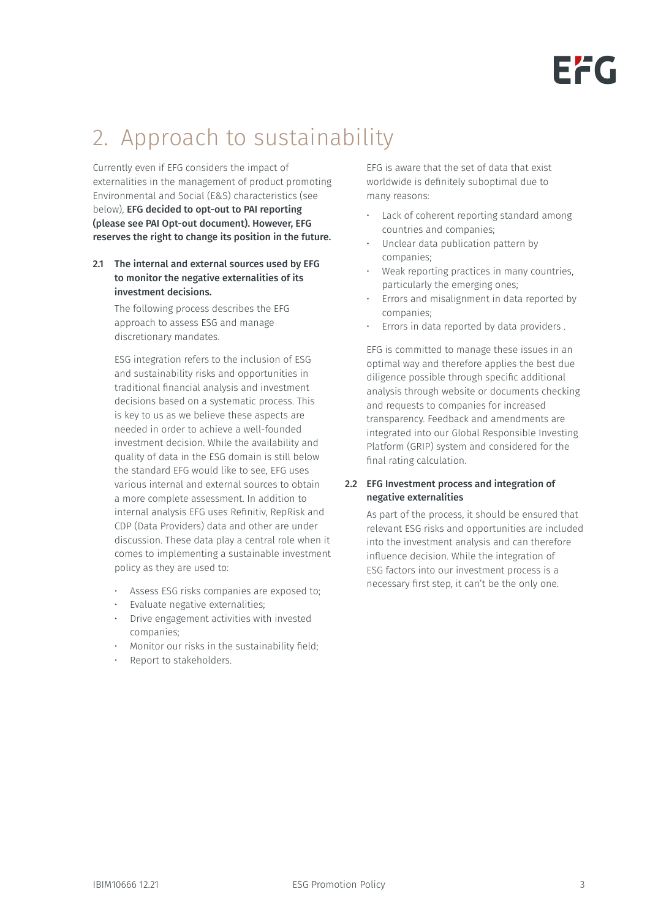# 2. Approach to sustainability

Currently even if EFG considers the impact of externalities in the management of product promoting Environmental and Social (E&S) characteristics (see below), **EFG decided to opt-out to PAI reporting (please see PAI Opt-out document). However, EFG reserves the right to change its position in the future.**

### 2.1 The internal and external sources used by EFG to monitor the negative externalities of its investment decisions.

The following process describes the EFG approach to assess ESG and manage discretionary mandates.

ESG integration refers to the inclusion of ESG and sustainability risks and opportunities in traditional financial analysis and investment decisions based on a systematic process. This is key to us as we believe these aspects are needed in order to achieve a well-founded investment decision. While the availability and quality of data in the ESG domain is still below the standard EFG would like to see, EFG uses various internal and external sources to obtain a more complete assessment. In addition to internal analysis EFG uses Refinitiv, RepRisk and CDP (Data Providers) data and other are under discussion. These data play a central role when it comes to implementing a sustainable investment policy as they are used to:

- Assess ESG risks companies are exposed to;
- Evaluate negative externalities;
- Drive engagement activities with invested companies;
- Monitor our risks in the sustainability field;
- Report to stakeholders.

EFG is aware that the set of data that exist worldwide is definitely suboptimal due to many reasons:

- Lack of coherent reporting standard among countries and companies;
- Unclear data publication pattern by companies;
- Weak reporting practices in many countries, particularly the emerging ones;
- Errors and misalignment in data reported by companies;
- Errors in data reported by data providers .

EFG is committed to manage these issues in an optimal way and therefore applies the best due diligence possible through specific additional analysis through website or documents checking and requests to companies for increased transparency. Feedback and amendments are integrated into our Global Responsible Investing Platform (GRIP) system and considered for the final rating calculation.

### 2.2 EFG Investment process and integration of negative externalities

As part of the process, it should be ensured that relevant ESG risks and opportunities are included into the investment analysis and can therefore influence decision. While the integration of ESG factors into our investment process is a necessary first step, it can't be the only one.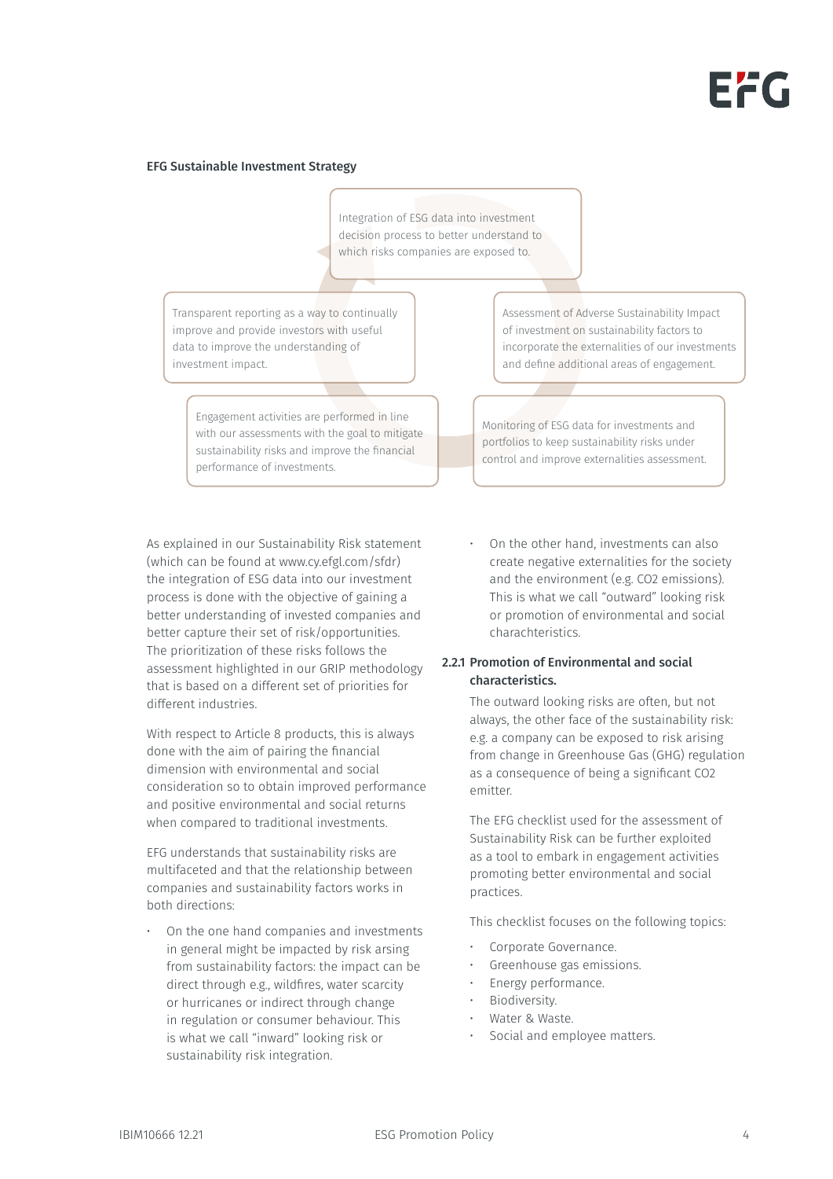**EFG Sustainable Investment Strategy**

Integration of ESG data into investment decision process to better understand to which risks companies are exposed to.

Assessment of Adverse Sustainability Impact of investment on sustainability factors to incorporate the externalities of our investments and define additional areas of engagement.

Monitoring of ESG data for investments and portfolios to keep sustainability risks under control and improve externalities assessment.

Engagement activities are performed in line with our assessments with the goal to mitigate sustainability risks and improve the financial performance of investments.

Transparent reporting as a way to continually improve and provide investors with useful data to improve the understanding of investment impact.

As explained in our Sustainability Risk statement (which can be found at www.cy.efgl.com/sfdr) the integration of ESG data into our investment process is done with the objective of gaining a better understanding of invested companies and better capture their set of risk/opportunities. The prioritization of these risks follows the assessment highlighted in our GRIP methodology that is based on a different set of priorities for different industries.

With respect to Article 8 products, this is always done with the aim of pairing the financial dimension with environmental and social consideration so to obtain improved performance and positive environmental and social returns when compared to traditional investments.

EFG understands that sustainability risks are multifaceted and that the relationship between companies and sustainability factors works in both directions:

- On the one hand companies and investments in general might be impacted by risk arsing from sustainability factors: the impact can be direct through e.g., wildfires, water scarcity or hurricanes or indirect through change in regulation or consumer behaviour. This is what we call "inward" looking risk or sustainability risk integration.
- On the other hand, investments can also create negative externalities for the society and the environment (e.g. CO2 emissions). This is what we call "outward" looking risk or promotion of environmental and social charachteristics.

### 2.2.1 Promotion of Environmental and social characteristics.

The outward looking risks are often, but not always, the other face of the sustainability risk: e.g. a company can be exposed to risk arising from change in Greenhouse Gas (GHG) regulation as a consequence of being a significant CO2 emitter.

The EFG checklist used for the assessment of Sustainability Risk can be further exploited as a tool to embark in engagement activities promoting better environmental and social practices.

This checklist focuses on the following topics:

- Corporate Governance.
- Greenhouse gas emissions.
- Energy performance.
- Biodiversity.
- Water & Waste.
- Social and employee matters.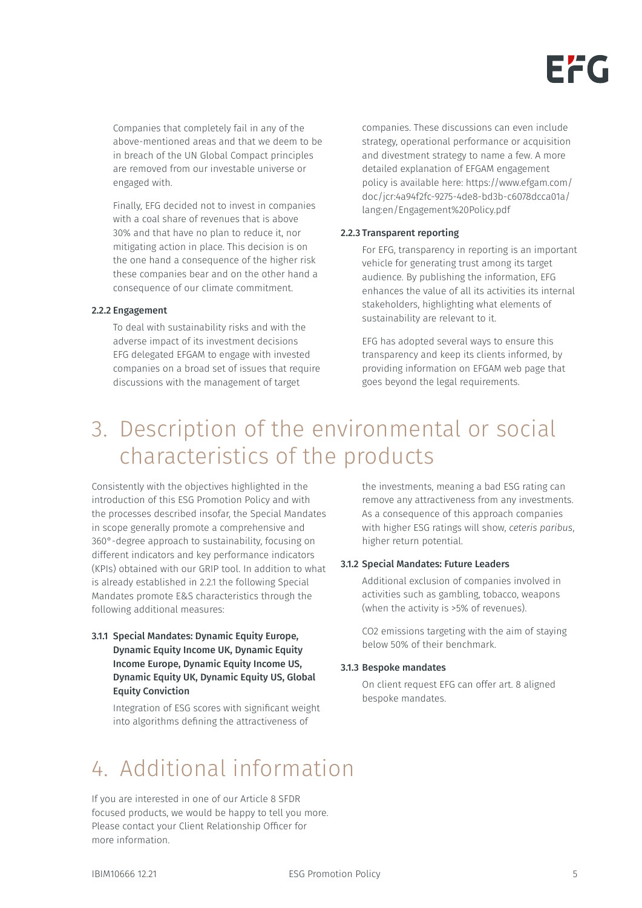Companies that completely fail in any of the above-mentioned areas and that we deem to be in breach of the UN Global Compact principles are removed from our investable universe or engaged with.

Finally, EFG decided not to invest in companies with a coal share of revenues that is above 30% and that have no plan to reduce it, nor mitigating action in place. This decision is on the one hand a consequence of the higher risk these companies bear and on the other hand a consequence of our climate commitment.

#### 2.2.2 Engagement

To deal with sustainability risks and with the adverse impact of its investment decisions EFG delegated EFGAM to engage with invested companies on a broad set of issues that require discussions with the management of target companies. These discussions can even include strategy, operational performance or acquisition and divestment strategy to name a few. A more detailed explanation of EFGAM engagement policy is available here: https://www.efgam.com/doc/jcr:4a94f2fc-9275-4de8-bd3b-c6078dcca01a/lang:en/Engagement%20Policy.pdf

#### 2.2.3 Transparent reporting

For EFG, transparency in reporting is an important vehicle for generating trust among its target audience. By publishing the information, EFG enhances the value of all its activities its internal stakeholders, highlighting what elements of sustainability are relevant to it.

EFG has adopted several ways to ensure this transparency and keep its clients informed, by providing information on EFGAM web page that goes beyond the legal requirements.

# 3. Description of the environmental or social characteristics of the products

Consistently with the objectives highlighted in the introduction of this ESG Promotion Policy and with the processes described insofar, the Special Mandates in scope generally promote a comprehensive and 360°-degree approach to sustainability, focusing on different indicators and key performance indicators (KPIs) obtained with our GRIP tool. In addition to what is already established in 2.2.1 the following Special Mandates promote E&S characteristics through the following additional measures:

#### 3.1.1 Special Mandates: Dynamic Equity Europe, Dynamic Equity Income UK, Dynamic Equity Income Europe, Dynamic Equity Income US, Dynamic Equity UK, Dynamic Equity US, Global Equity Conviction

Integration of ESG scores with significant weight into algorithms defining the attractiveness of the investments, meaning a bad ESG rating can remove any attractiveness from any investments. As a consequence of this approach companies with higher ESG ratings will show, *ceteris paribus*, higher return potential.

#### 3.1.2 Special Mandates: Future Leaders

Additional exclusion of companies involved in activities such as gambling, tobacco, weapons (when the activity is >5% of revenues).

CO2 emissions targeting with the aim of staying below 50% of their benchmark.

#### 3.1.3 Bespoke mandates

On client request EFG can offer art. 8 aligned bespoke mandates.

# 4. Additional information

If you are interested in one of our Article 8 SFDR focused products, we would be happy to tell you more. Please contact your Client Relationship Officer for more information.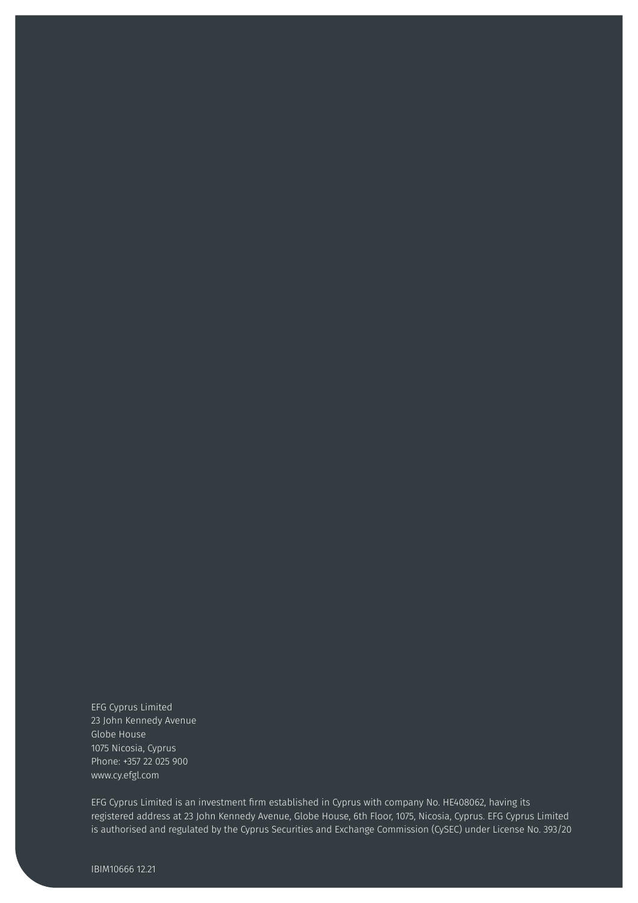EFG Cyprus Limited
23 John Kennedy Avenue
Globe House
1075 Nicosia, Cyprus
Phone: +357 22 025 900
www.cy.efgl.com

EFG Cyprus Limited is an investment firm established in Cyprus with company No. HE408062, having its registered address at 23 John Kennedy Avenue, Globe House, 6th Floor, 1075, Nicosia, Cyprus. EFG Cyprus Limited is authorised and regulated by the Cyprus Securities and Exchange Commission (CySEC) under License No. 393/20

IBIM10666 12.21